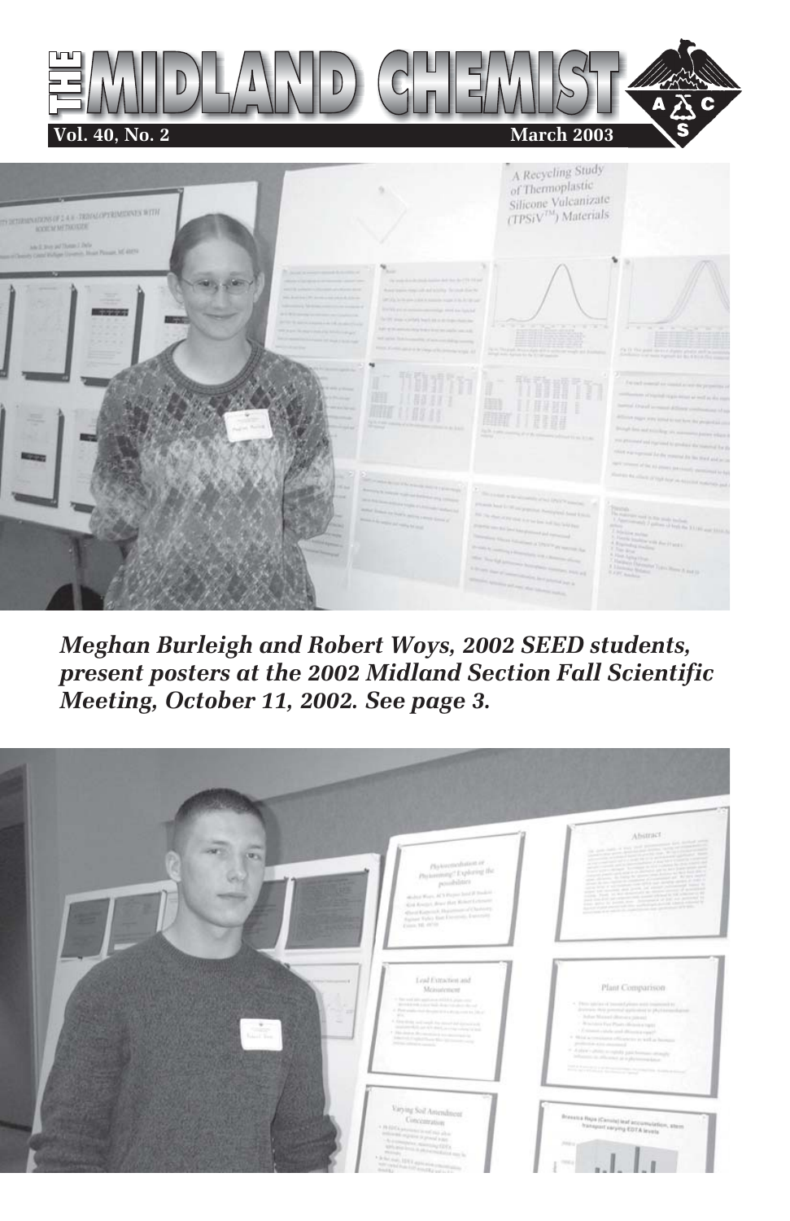# THE MIDLAND CHEMIST

**Vol. 40, No. 2** **March 2003**

***Meghan Burleigh and Robert Woys, 2002 SEED students, present posters at the 2002 Midland Section Fall Scientific Meeting, October 11, 2002. See page 3.***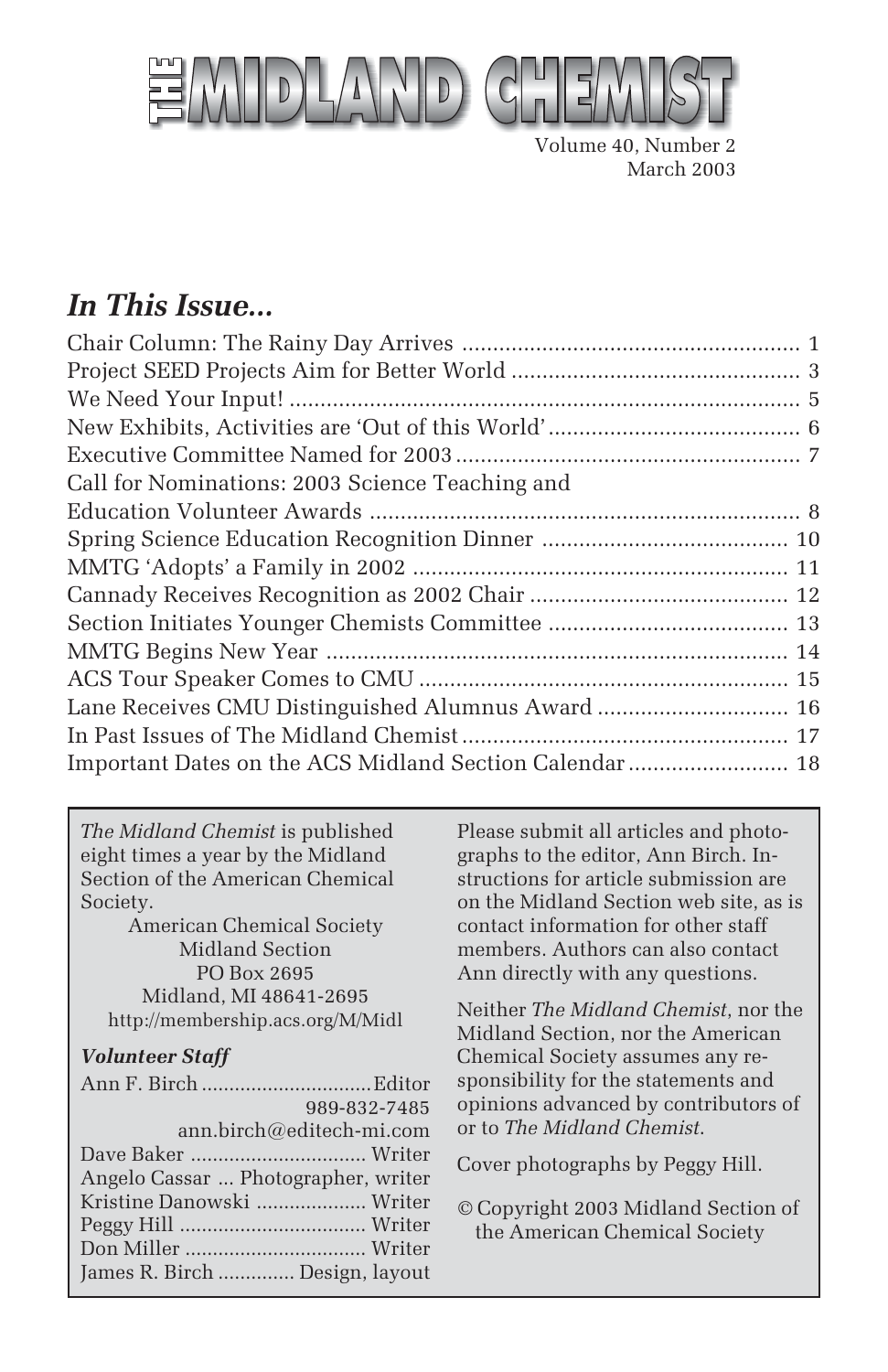# THE MIDLAND CHEMIST

Volume 40, Number 2
March 2003

## *In This Issue...*

Chair Column: The Rainy Day Arrives .......... 1
Project SEED Projects Aim for Better World .......... 3
We Need Your Input! .......... 5
New Exhibits, Activities are 'Out of this World' .......... 6
Executive Committee Named for 2003 .......... 7
Call for Nominations: 2003 Science Teaching and Education Volunteer Awards .......... 8
Spring Science Education Recognition Dinner .......... 10
MMTG 'Adopts' a Family in 2002 .......... 11
Cannady Receives Recognition as 2002 Chair .......... 12
Section Initiates Younger Chemists Committee .......... 13
MMTG Begins New Year .......... 14
ACS Tour Speaker Comes to CMU .......... 15
Lane Receives CMU Distinguished Alumnus Award .......... 16
In Past Issues of The Midland Chemist .......... 17
Important Dates on the ACS Midland Section Calendar .......... 18

*The Midland Chemist* is published eight times a year by the Midland Section of the American Chemical Society.

American Chemical Society
Midland Section
PO Box 2695
Midland, MI 48641-2695
http://membership.acs.org/M/Midl

### *Volunteer Staff*

Ann F. Birch .......... Editor
989-832-7485
ann.birch@editech-mi.com
Dave Baker .......... Writer
Angelo Cassar ... Photographer, writer
Kristine Danowski .......... Writer
Peggy Hill .......... Writer
Don Miller .......... Writer
James R. Birch .......... Design, layout

Please submit all articles and photographs to the editor, Ann Birch. Instructions for article submission are on the Midland Section web site, as is contact information for other staff members. Authors can also contact Ann directly with any questions.

Neither *The Midland Chemist*, nor the Midland Section, nor the American Chemical Society assumes any responsibility for the statements and opinions advanced by contributors of or to *The Midland Chemist*.

Cover photographs by Peggy Hill.

© Copyright 2003 Midland Section of the American Chemical Society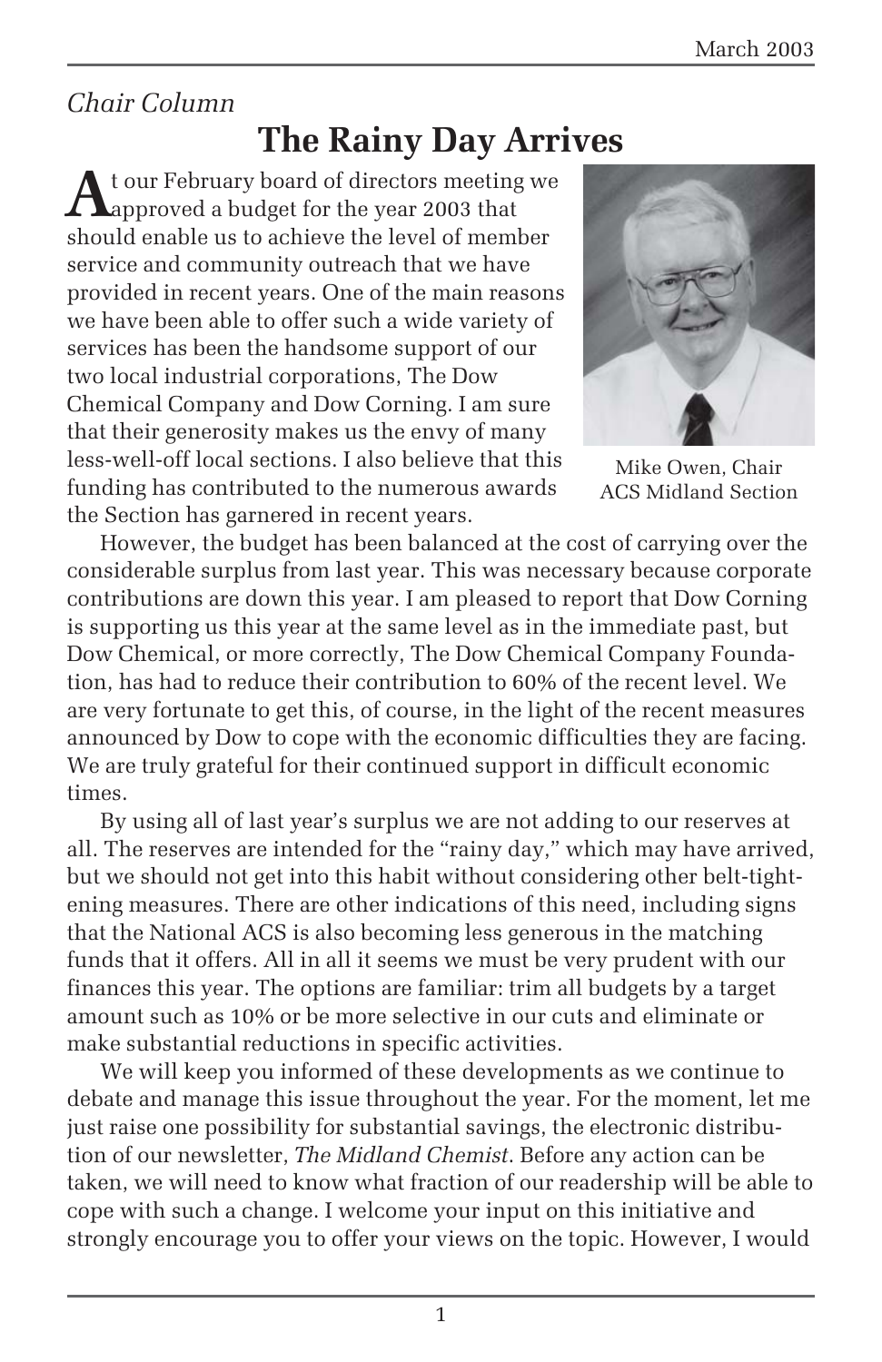*Chair Column*

# The Rainy Day Arrives

At our February board of directors meeting we approved a budget for the year 2003 that should enable us to achieve the level of member service and community outreach that we have provided in recent years. One of the main reasons we have been able to offer such a wide variety of services has been the handsome support of our two local industrial corporations, The Dow Chemical Company and Dow Corning. I am sure that their generosity makes us the envy of many less-well-off local sections. I also believe that this funding has contributed to the numerous awards the Section has garnered in recent years.

Mike Owen, Chair
ACS Midland Section

However, the budget has been balanced at the cost of carrying over the considerable surplus from last year. This was necessary because corporate contributions are down this year. I am pleased to report that Dow Corning is supporting us this year at the same level as in the immediate past, but Dow Chemical, or more correctly, The Dow Chemical Company Foundation, has had to reduce their contribution to 60% of the recent level. We are very fortunate to get this, of course, in the light of the recent measures announced by Dow to cope with the economic difficulties they are facing. We are truly grateful for their continued support in difficult economic times.

By using all of last year's surplus we are not adding to our reserves at all. The reserves are intended for the "rainy day," which may have arrived, but we should not get into this habit without considering other belt-tightening measures. There are other indications of this need, including signs that the National ACS is also becoming less generous in the matching funds that it offers. All in all it seems we must be very prudent with our finances this year. The options are familiar: trim all budgets by a target amount such as 10% or be more selective in our cuts and eliminate or make substantial reductions in specific activities.

We will keep you informed of these developments as we continue to debate and manage this issue throughout the year. For the moment, let me just raise one possibility for substantial savings, the electronic distribution of our newsletter, *The Midland Chemist*. Before any action can be taken, we will need to know what fraction of our readership will be able to cope with such a change. I welcome your input on this initiative and strongly encourage you to offer your views on the topic. However, I would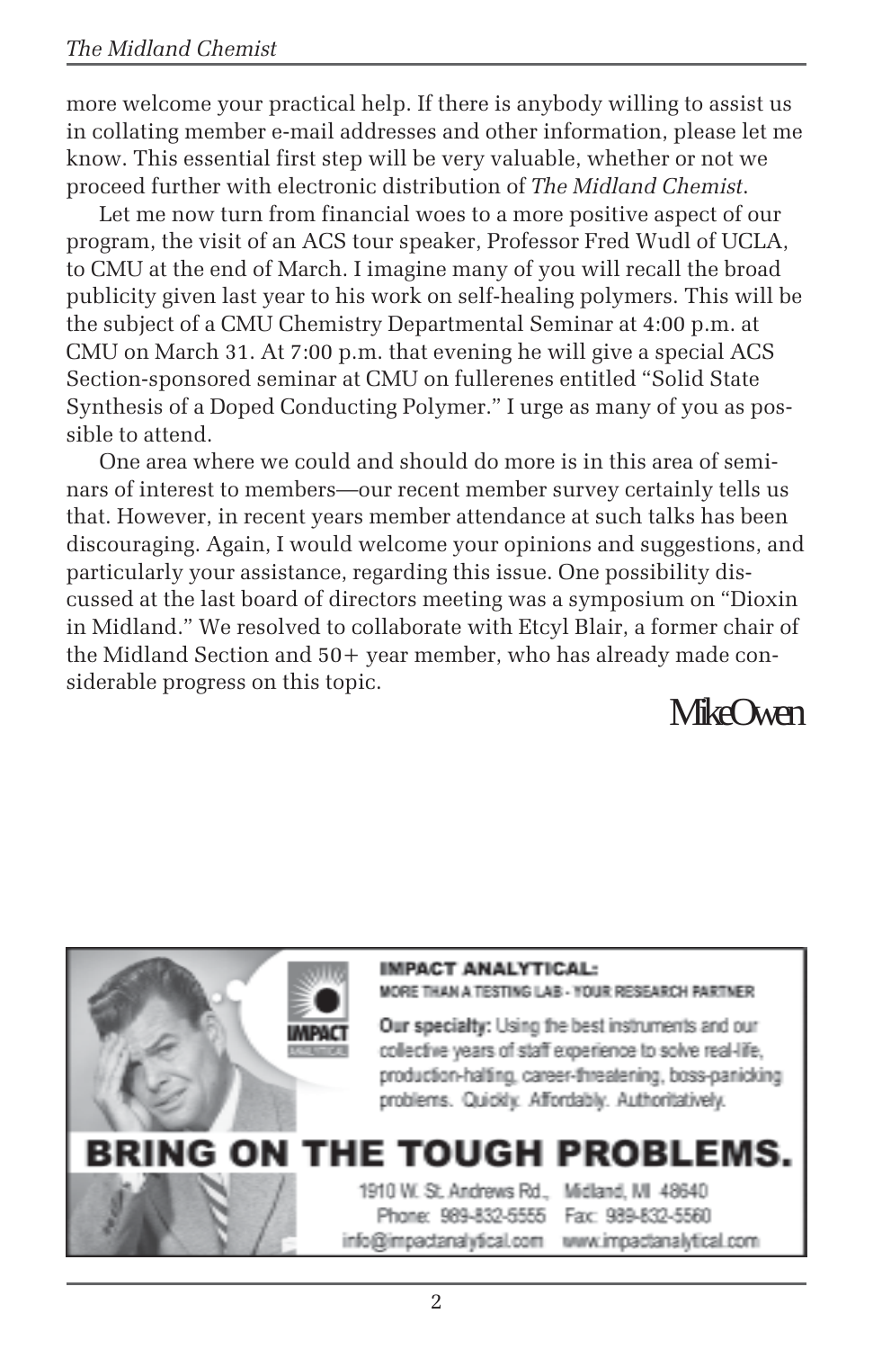more welcome your practical help. If there is anybody willing to assist us in collating member e-mail addresses and other information, please let me know. This essential first step will be very valuable, whether or not we proceed further with electronic distribution of *The Midland Chemist*.

Let me now turn from financial woes to a more positive aspect of our program, the visit of an ACS tour speaker, Professor Fred Wudl of UCLA, to CMU at the end of March. I imagine many of you will recall the broad publicity given last year to his work on self-healing polymers. This will be the subject of a CMU Chemistry Departmental Seminar at 4:00 p.m. at CMU on March 31. At 7:00 p.m. that evening he will give a special ACS Section-sponsored seminar at CMU on fullerenes entitled "Solid State Synthesis of a Doped Conducting Polymer." I urge as many of you as possible to attend.

One area where we could and should do more is in this area of seminars of interest to members—our recent member survey certainly tells us that. However, in recent years member attendance at such talks has been discouraging. Again, I would welcome your opinions and suggestions, and particularly your assistance, regarding this issue. One possibility discussed at the last board of directors meeting was a symposium on "Dioxin in Midland." We resolved to collaborate with Etcyl Blair, a former chair of the Midland Section and 50+ year member, who has already made considerable progress on this topic.

Mike Owen

**IMPACT ANALYTICAL:**
MORE THAN A TESTING LAB - YOUR RESEARCH PARTNER

**Our specialty:** Using the best instruments and our collective years of staff experience to solve real-life, production-halting, career-threatening, boss-panicking problems. Quickly. Affordably. Authoritatively.

**BRING ON THE TOUGH PROBLEMS.**

1910 W. St. Andrews Rd., Midland, MI 48640
Phone: 989-832-5555 Fax: 989-832-5560
info@impactanalytical.com www.impactanalytical.com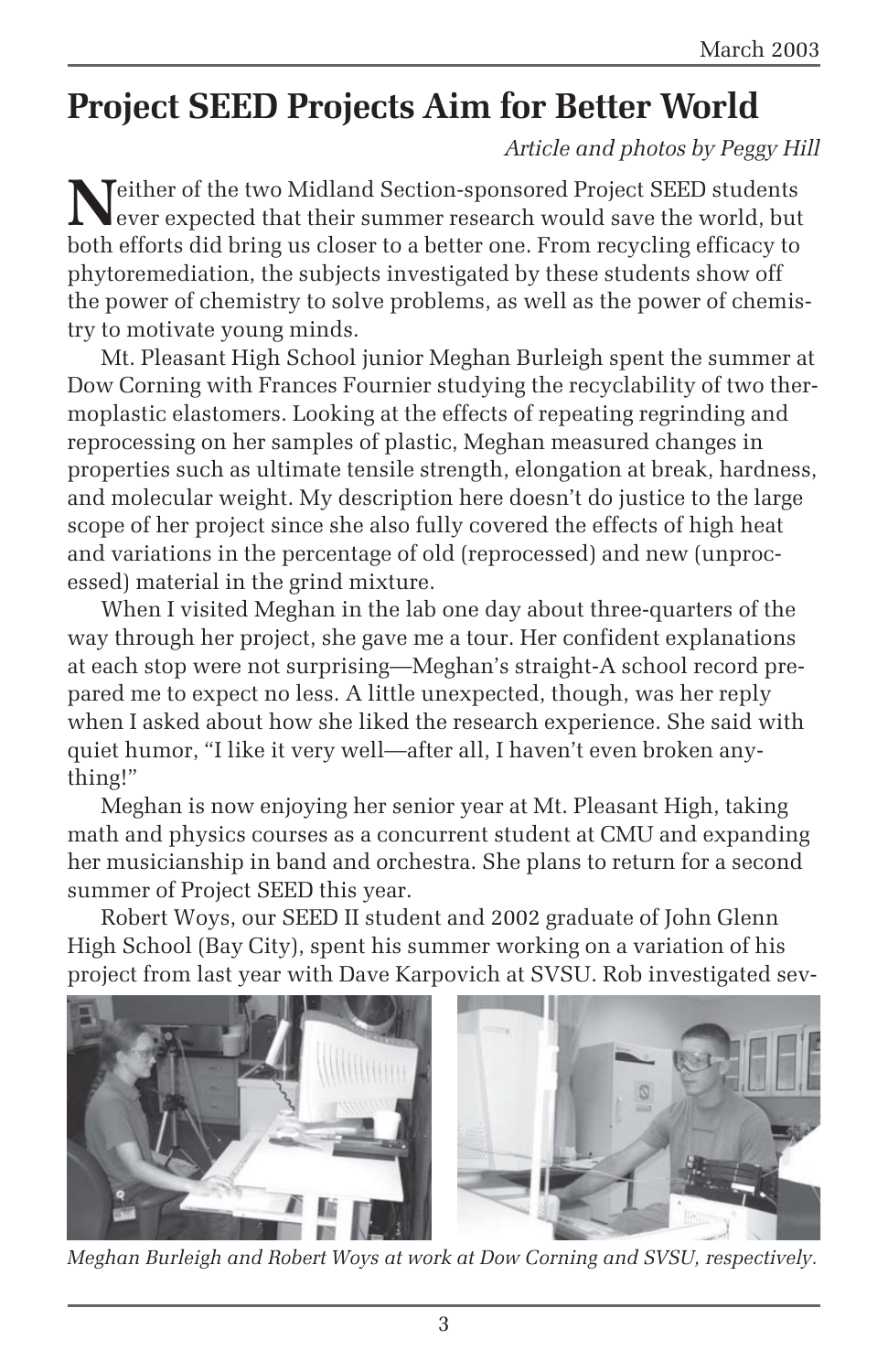# Project SEED Projects Aim for Better World

*Article and photos by Peggy Hill*

Neither of the two Midland Section-sponsored Project SEED students ever expected that their summer research would save the world, but both efforts did bring us closer to a better one. From recycling efficacy to phytoremediation, the subjects investigated by these students show off the power of chemistry to solve problems, as well as the power of chemistry to motivate young minds.

Mt. Pleasant High School junior Meghan Burleigh spent the summer at Dow Corning with Frances Fournier studying the recyclability of two thermoplastic elastomers. Looking at the effects of repeating regrinding and reprocessing on her samples of plastic, Meghan measured changes in properties such as ultimate tensile strength, elongation at break, hardness, and molecular weight. My description here doesn't do justice to the large scope of her project since she also fully covered the effects of high heat and variations in the percentage of old (reprocessed) and new (unprocessed) material in the grind mixture.

When I visited Meghan in the lab one day about three-quarters of the way through her project, she gave me a tour. Her confident explanations at each stop were not surprising—Meghan's straight-A school record prepared me to expect no less. A little unexpected, though, was her reply when I asked about how she liked the research experience. She said with quiet humor, "I like it very well—after all, I haven't even broken anything!"

Meghan is now enjoying her senior year at Mt. Pleasant High, taking math and physics courses as a concurrent student at CMU and expanding her musicianship in band and orchestra. She plans to return for a second summer of Project SEED this year.

Robert Woys, our SEED II student and 2002 graduate of John Glenn High School (Bay City), spent his summer working on a variation of his project from last year with Dave Karpovich at SVSU. Rob investigated sev-

*Meghan Burleigh and Robert Woys at work at Dow Corning and SVSU, respectively.*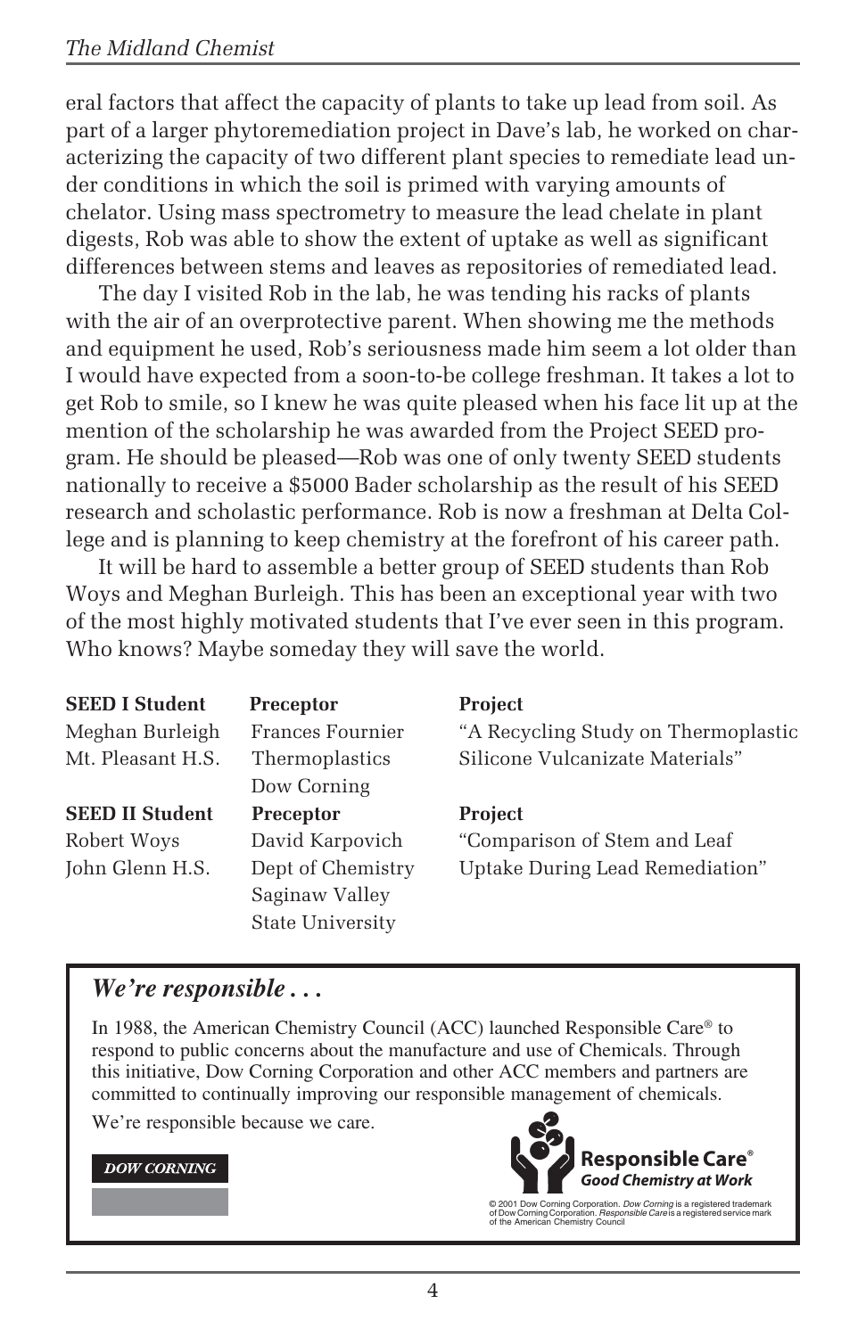eral factors that affect the capacity of plants to take up lead from soil. As part of a larger phytoremediation project in Dave's lab, he worked on characterizing the capacity of two different plant species to remediate lead under conditions in which the soil is primed with varying amounts of chelator. Using mass spectrometry to measure the lead chelate in plant digests, Rob was able to show the extent of uptake as well as significant differences between stems and leaves as repositories of remediated lead.

The day I visited Rob in the lab, he was tending his racks of plants with the air of an overprotective parent. When showing me the methods and equipment he used, Rob's seriousness made him seem a lot older than I would have expected from a soon-to-be college freshman. It takes a lot to get Rob to smile, so I knew he was quite pleased when his face lit up at the mention of the scholarship he was awarded from the Project SEED program. He should be pleased—Rob was one of only twenty SEED students nationally to receive a $5000 Bader scholarship as the result of his SEED research and scholastic performance. Rob is now a freshman at Delta College and is planning to keep chemistry at the forefront of his career path.

It will be hard to assemble a better group of SEED students than Rob Woys and Meghan Burleigh. This has been an exceptional year with two of the most highly motivated students that I've ever seen in this program. Who knows? Maybe someday they will save the world.

| **SEED I Student** | **Preceptor** | **Project** |
|---|---|---|
| Meghan Burleigh<br>Mt. Pleasant H.S. | Frances Fournier<br>Thermoplastics<br>Dow Corning | "A Recycling Study on Thermoplastic Silicone Vulcanizate Materials" |
| **SEED II Student** | **Preceptor** | **Project** |
| Robert Woys<br>John Glenn H.S. | David Karpovich<br>Dept of Chemistry<br>Saginaw Valley<br>State University | "Comparison of Stem and Leaf Uptake During Lead Remediation" |

## *We're responsible . . .*

In 1988, the American Chemistry Council (ACC) launched Responsible Care® to respond to public concerns about the manufacture and use of Chemicals. Through this initiative, Dow Corning Corporation and other ACC members and partners are committed to continually improving our responsible management of chemicals.

We're responsible because we care.

DOW CORNING

**Responsible Care®**
***Good Chemistry at Work***

© 2001 Dow Corning Corporation. *Dow Corning* is a registered trademark of Dow Corning Corporation. *Responsible Care* is a registered service mark of the American Chemistry Council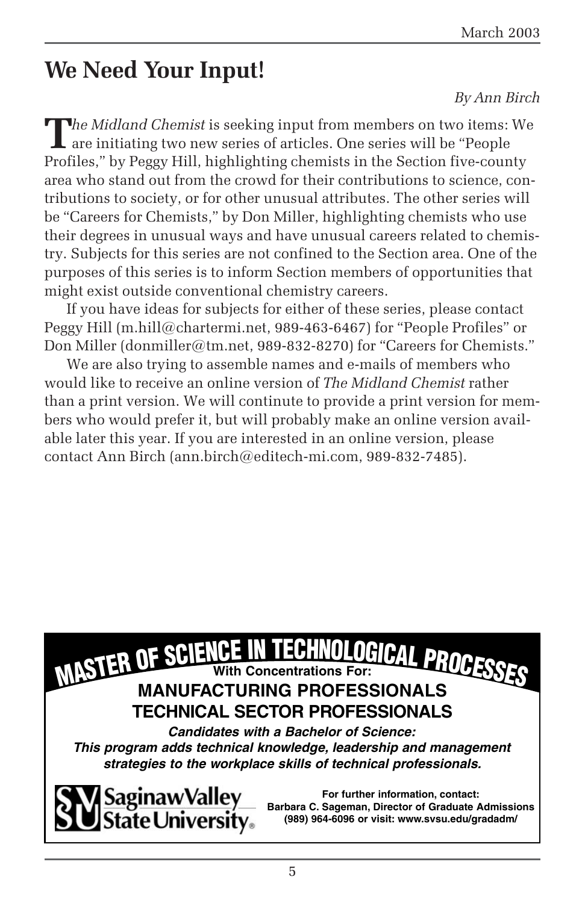# We Need Your Input!

*By Ann Birch*

*The Midland Chemist* is seeking input from members on two items: We are initiating two new series of articles. One series will be "People Profiles," by Peggy Hill, highlighting chemists in the Section five-county area who stand out from the crowd for their contributions to science, contributions to society, or for other unusual attributes. The other series will be "Careers for Chemists," by Don Miller, highlighting chemists who use their degrees in unusual ways and have unusual careers related to chemistry. Subjects for this series are not confined to the Section area. One of the purposes of this series is to inform Section members of opportunities that might exist outside conventional chemistry careers.

If you have ideas for subjects for either of these series, please contact Peggy Hill (m.hill@chartermi.net, 989-463-6467) for "People Profiles" or Don Miller (donmiller@tm.net, 989-832-8270) for "Careers for Chemists."

We are also trying to assemble names and e-mails of members who would like to receive an online version of *The Midland Chemist* rather than a print version. We will continute to provide a print version for members who would prefer it, but will probably make an online version available later this year. If you are interested in an online version, please contact Ann Birch (ann.birch@editech-mi.com, 989-832-7485).

---

**MASTER OF SCIENCE IN TECHNOLOGICAL PROCESSES**

**With Concentrations For:**

**MANUFACTURING PROFESSIONALS**

**TECHNICAL SECTOR PROFESSIONALS**

***Candidates with a Bachelor of Science:***
***This program adds technical knowledge, leadership and management strategies to the workplace skills of technical professionals.***

**Saginaw Valley State University**

**For further information, contact:**
**Barbara C. Sageman, Director of Graduate Admissions**
**(989) 964-6096 or visit: www.svsu.edu/gradadm/**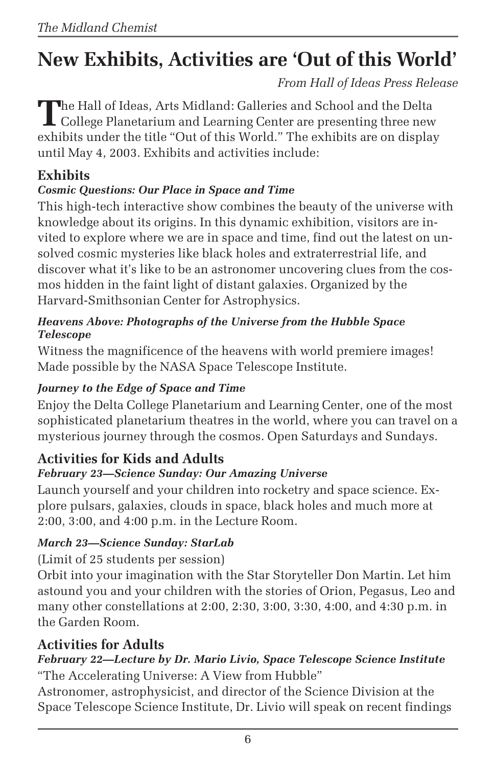# New Exhibits, Activities are 'Out of this World'

*From Hall of Ideas Press Release*

The Hall of Ideas, Arts Midland: Galleries and School and the Delta College Planetarium and Learning Center are presenting three new exhibits under the title "Out of this World." The exhibits are on display until May 4, 2003. Exhibits and activities include:

## Exhibits

### *Cosmic Questions: Our Place in Space and Time*

This high-tech interactive show combines the beauty of the universe with knowledge about its origins. In this dynamic exhibition, visitors are invited to explore where we are in space and time, find out the latest on unsolved cosmic mysteries like black holes and extraterrestrial life, and discover what it's like to be an astronomer uncovering clues from the cosmos hidden in the faint light of distant galaxies. Organized by the Harvard-Smithsonian Center for Astrophysics.

### *Heavens Above: Photographs of the Universe from the Hubble Space Telescope*

Witness the magnificence of the heavens with world premiere images! Made possible by the NASA Space Telescope Institute.

### *Journey to the Edge of Space and Time*

Enjoy the Delta College Planetarium and Learning Center, one of the most sophisticated planetarium theatres in the world, where you can travel on a mysterious journey through the cosmos. Open Saturdays and Sundays.

## Activities for Kids and Adults

### *February 23—Science Sunday: Our Amazing Universe*

Launch yourself and your children into rocketry and space science. Explore pulsars, galaxies, clouds in space, black holes and much more at 2:00, 3:00, and 4:00 p.m. in the Lecture Room.

### *March 23—Science Sunday: StarLab*

(Limit of 25 students per session)

Orbit into your imagination with the Star Storyteller Don Martin. Let him astound you and your children with the stories of Orion, Pegasus, Leo and many other constellations at 2:00, 2:30, 3:00, 3:30, 4:00, and 4:30 p.m. in the Garden Room.

## Activities for Adults

### *February 22—Lecture by Dr. Mario Livio, Space Telescope Science Institute*

"The Accelerating Universe: A View from Hubble"

Astronomer, astrophysicist, and director of the Science Division at the Space Telescope Science Institute, Dr. Livio will speak on recent findings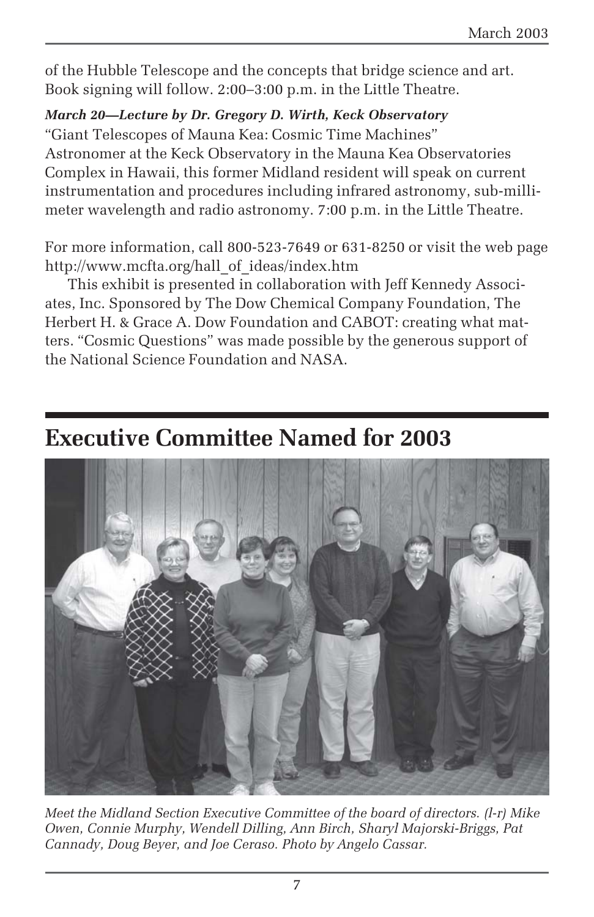of the Hubble Telescope and the concepts that bridge science and art. Book signing will follow. 2:00–3:00 p.m. in the Little Theatre.

***March 20—Lecture by Dr. Gregory D. Wirth, Keck Observatory***

"Giant Telescopes of Mauna Kea: Cosmic Time Machines"
Astronomer at the Keck Observatory in the Mauna Kea Observatories Complex in Hawaii, this former Midland resident will speak on current instrumentation and procedures including infrared astronomy, sub-millimeter wavelength and radio astronomy. 7:00 p.m. in the Little Theatre.

For more information, call 800-523-7649 or 631-8250 or visit the web page http://www.mcfta.org/hall_of_ideas/index.htm

This exhibit is presented in collaboration with Jeff Kennedy Associates, Inc. Sponsored by The Dow Chemical Company Foundation, The Herbert H. & Grace A. Dow Foundation and CABOT: creating what matters. "Cosmic Questions" was made possible by the generous support of the National Science Foundation and NASA.

## Executive Committee Named for 2003

*Meet the Midland Section Executive Committee of the board of directors. (l-r) Mike Owen, Connie Murphy, Wendell Dilling, Ann Birch, Sharyl Majorski-Briggs, Pat Cannady, Doug Beyer, and Joe Ceraso. Photo by Angelo Cassar.*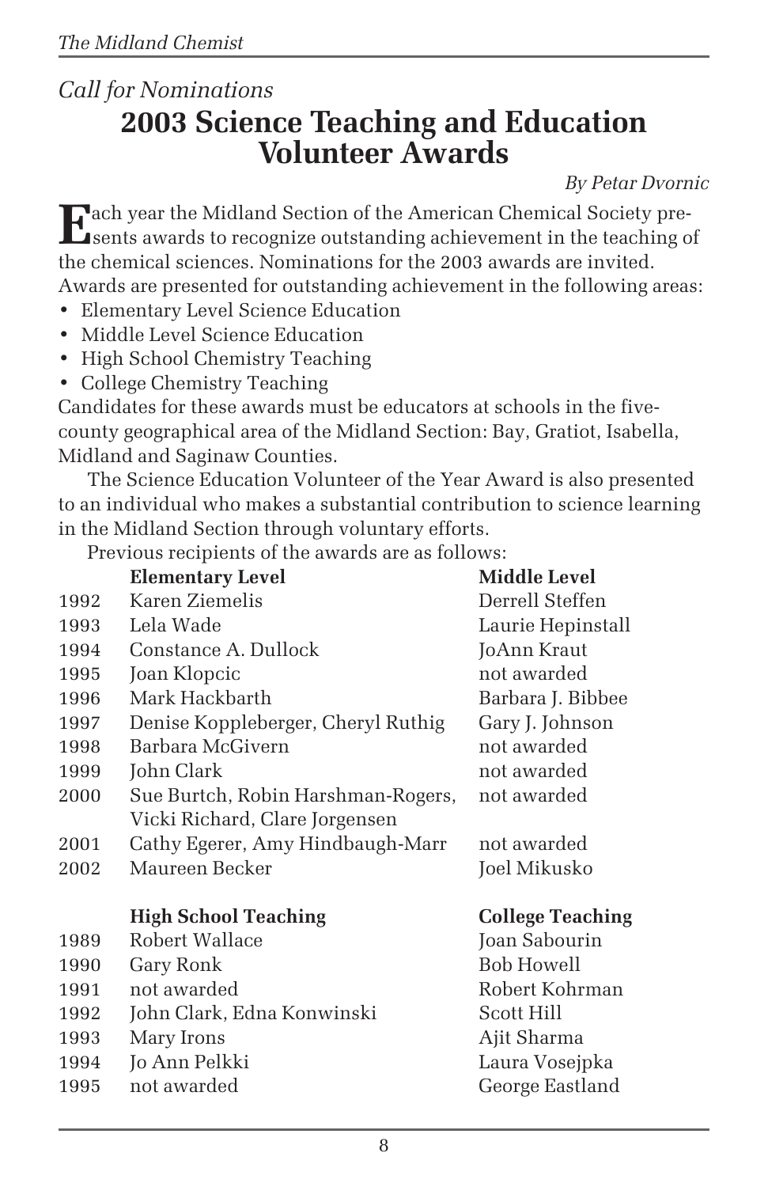*Call for Nominations*

# 2003 Science Teaching and Education Volunteer Awards

*By Petar Dvornic*

Each year the Midland Section of the American Chemical Society presents awards to recognize outstanding achievement in the teaching of the chemical sciences. Nominations for the 2003 awards are invited. Awards are presented for outstanding achievement in the following areas:

- Elementary Level Science Education
- Middle Level Science Education
- High School Chemistry Teaching
- College Chemistry Teaching

Candidates for these awards must be educators at schools in the five-county geographical area of the Midland Section: Bay, Gratiot, Isabella, Midland and Saginaw Counties.

The Science Education Volunteer of the Year Award is also presented to an individual who makes a substantial contribution to science learning in the Midland Section through voluntary efforts.

Previous recipients of the awards are as follows:

| | **Elementary Level** | **Middle Level** |
|---|---|---|
| 1992 | Karen Ziemelis | Derrell Steffen |
| 1993 | Lela Wade | Laurie Hepinstall |
| 1994 | Constance A. Dullock | JoAnn Kraut |
| 1995 | Joan Klopcic | not awarded |
| 1996 | Mark Hackbarth | Barbara J. Bibbee |
| 1997 | Denise Koppleberger, Cheryl Ruthig | Gary J. Johnson |
| 1998 | Barbara McGivern | not awarded |
| 1999 | John Clark | not awarded |
| 2000 | Sue Burtch, Robin Harshman-Rogers, Vicki Richard, Clare Jorgensen | not awarded |
| 2001 | Cathy Egerer, Amy Hindbaugh-Marr | not awarded |
| 2002 | Maureen Becker | Joel Mikusko |

| | **High School Teaching** | **College Teaching** |
|---|---|---|
| 1989 | Robert Wallace | Joan Sabourin |
| 1990 | Gary Ronk | Bob Howell |
| 1991 | not awarded | Robert Kohrman |
| 1992 | John Clark, Edna Konwinski | Scott Hill |
| 1993 | Mary Irons | Ajit Sharma |
| 1994 | Jo Ann Pelkki | Laura Vosejpka |
| 1995 | not awarded | George Eastland |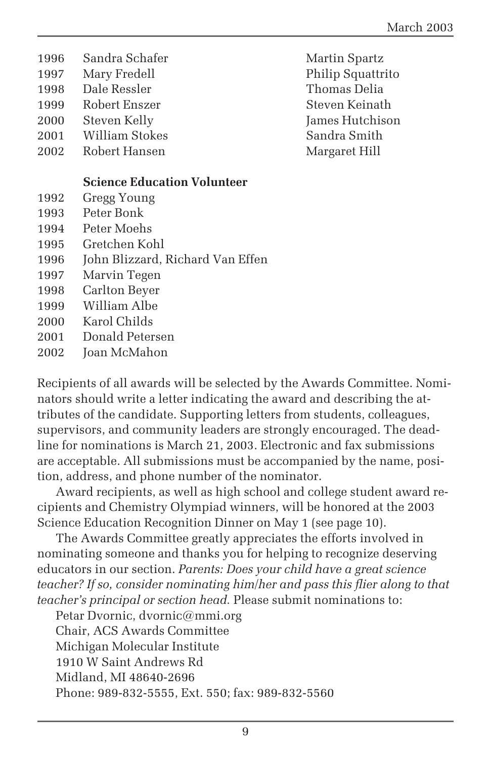| | | |
|---|---|---|
| 1996 | Sandra Schafer | Martin Spartz |
| 1997 | Mary Fredell | Philip Squattrito |
| 1998 | Dale Ressler | Thomas Delia |
| 1999 | Robert Enszer | Steven Keinath |
| 2000 | Steven Kelly | James Hutchison |
| 2001 | William Stokes | Sandra Smith |
| 2002 | Robert Hansen | Margaret Hill |

**Science Education Volunteer**

| | |
|---|---|
| 1992 | Gregg Young |
| 1993 | Peter Bonk |
| 1994 | Peter Moehs |
| 1995 | Gretchen Kohl |
| 1996 | John Blizzard, Richard Van Effen |
| 1997 | Marvin Tegen |
| 1998 | Carlton Beyer |
| 1999 | William Albe |
| 2000 | Karol Childs |
| 2001 | Donald Petersen |
| 2002 | Joan McMahon |

Recipients of all awards will be selected by the Awards Committee. Nominators should write a letter indicating the award and describing the attributes of the candidate. Supporting letters from students, colleagues, supervisors, and community leaders are strongly encouraged. The deadline for nominations is March 21, 2003. Electronic and fax submissions are acceptable. All submissions must be accompanied by the name, position, address, and phone number of the nominator.

Award recipients, as well as high school and college student award recipients and Chemistry Olympiad winners, will be honored at the 2003 Science Education Recognition Dinner on May 1 (see page 10).

The Awards Committee greatly appreciates the efforts involved in nominating someone and thanks you for helping to recognize deserving educators in our section. *Parents: Does your child have a great science teacher? If so, consider nominating him/her and pass this flier along to that teacher's principal or section head.* Please submit nominations to:

Petar Dvornic, dvornic@mmi.org
Chair, ACS Awards Committee
Michigan Molecular Institute
1910 W Saint Andrews Rd
Midland, MI 48640-2696
Phone: 989-832-5555, Ext. 550; fax: 989-832-5560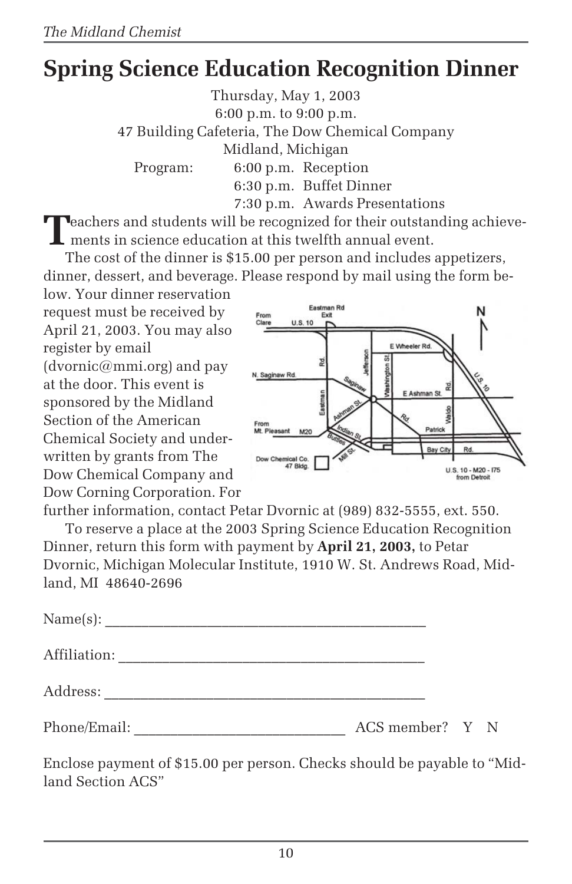# Spring Science Education Recognition Dinner

Thursday, May 1, 2003
6:00 p.m. to 9:00 p.m.
47 Building Cafeteria, The Dow Chemical Company
Midland, Michigan

Program:
- 6:00 p.m. Reception
- 6:30 p.m. Buffet Dinner
- 7:30 p.m. Awards Presentations

Teachers and students will be recognized for their outstanding achievements in science education at this twelfth annual event.

The cost of the dinner is $15.00 per person and includes appetizers, dinner, dessert, and beverage. Please respond by mail using the form below. Your dinner reservation request must be received by April 21, 2003. You may also register by email (dvornic@mmi.org) and pay at the door. This event is sponsored by the Midland Section of the American Chemical Society and underwritten by grants from The Dow Chemical Company and Dow Corning Corporation. For further information, contact Petar Dvornic at (989) 832-5555, ext. 550.

To reserve a place at the 2003 Spring Science Education Recognition Dinner, return this form with payment by **April 21, 2003,** to Petar Dvornic, Michigan Molecular Institute, 1910 W. St. Andrews Road, Midland, MI 48640-2696

Name(s): ___________________________________________

Affiliation: _________________________________________

Address: ___________________________________________

Phone/Email: ____________________________ ACS member? Y N

Enclose payment of $15.00 per person. Checks should be payable to "Midland Section ACS"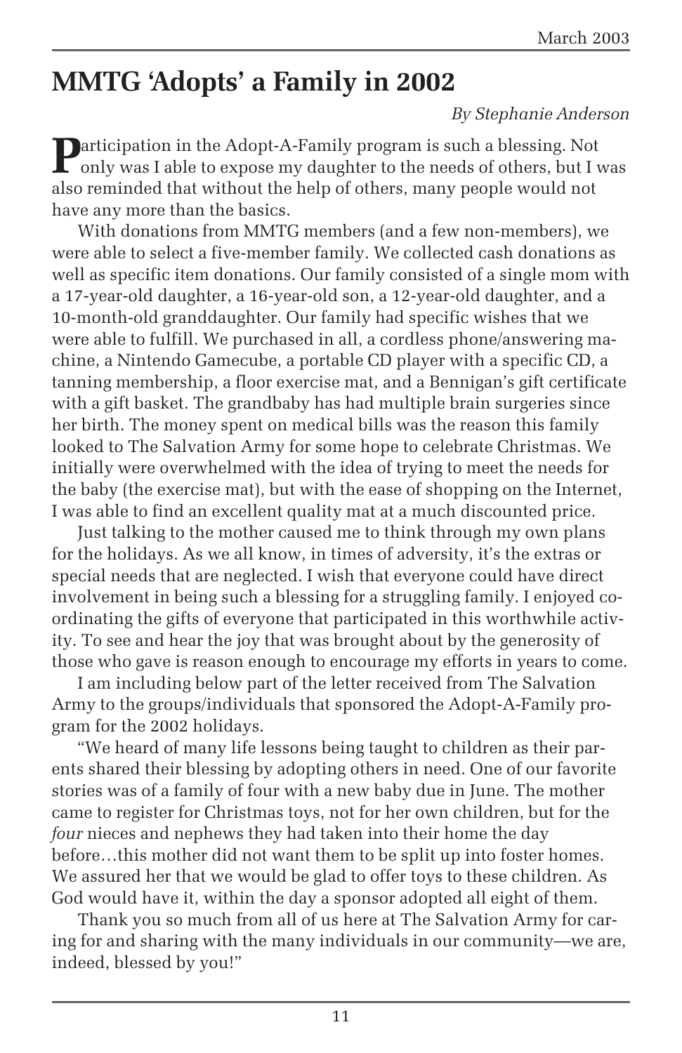# MMTG 'Adopts' a Family in 2002

*By Stephanie Anderson*

Participation in the Adopt-A-Family program is such a blessing. Not only was I able to expose my daughter to the needs of others, but I was also reminded that without the help of others, many people would not have any more than the basics.

With donations from MMTG members (and a few non-members), we were able to select a five-member family. We collected cash donations as well as specific item donations. Our family consisted of a single mom with a 17-year-old daughter, a 16-year-old son, a 12-year-old daughter, and a 10-month-old granddaughter. Our family had specific wishes that we were able to fulfill. We purchased in all, a cordless phone/answering machine, a Nintendo Gamecube, a portable CD player with a specific CD, a tanning membership, a floor exercise mat, and a Bennigan's gift certificate with a gift basket. The grandbaby has had multiple brain surgeries since her birth. The money spent on medical bills was the reason this family looked to The Salvation Army for some hope to celebrate Christmas. We initially were overwhelmed with the idea of trying to meet the needs for the baby (the exercise mat), but with the ease of shopping on the Internet, I was able to find an excellent quality mat at a much discounted price.

Just talking to the mother caused me to think through my own plans for the holidays. As we all know, in times of adversity, it's the extras or special needs that are neglected. I wish that everyone could have direct involvement in being such a blessing for a struggling family. I enjoyed coordinating the gifts of everyone that participated in this worthwhile activity. To see and hear the joy that was brought about by the generosity of those who gave is reason enough to encourage my efforts in years to come.

I am including below part of the letter received from The Salvation Army to the groups/individuals that sponsored the Adopt-A-Family program for the 2002 holidays.

"We heard of many life lessons being taught to children as their parents shared their blessing by adopting others in need. One of our favorite stories was of a family of four with a new baby due in June. The mother came to register for Christmas toys, not for her own children, but for the *four* nieces and nephews they had taken into their home the day before…this mother did not want them to be split up into foster homes. We assured her that we would be glad to offer toys to these children. As God would have it, within the day a sponsor adopted all eight of them.

Thank you so much from all of us here at The Salvation Army for caring for and sharing with the many individuals in our community—we are, indeed, blessed by you!"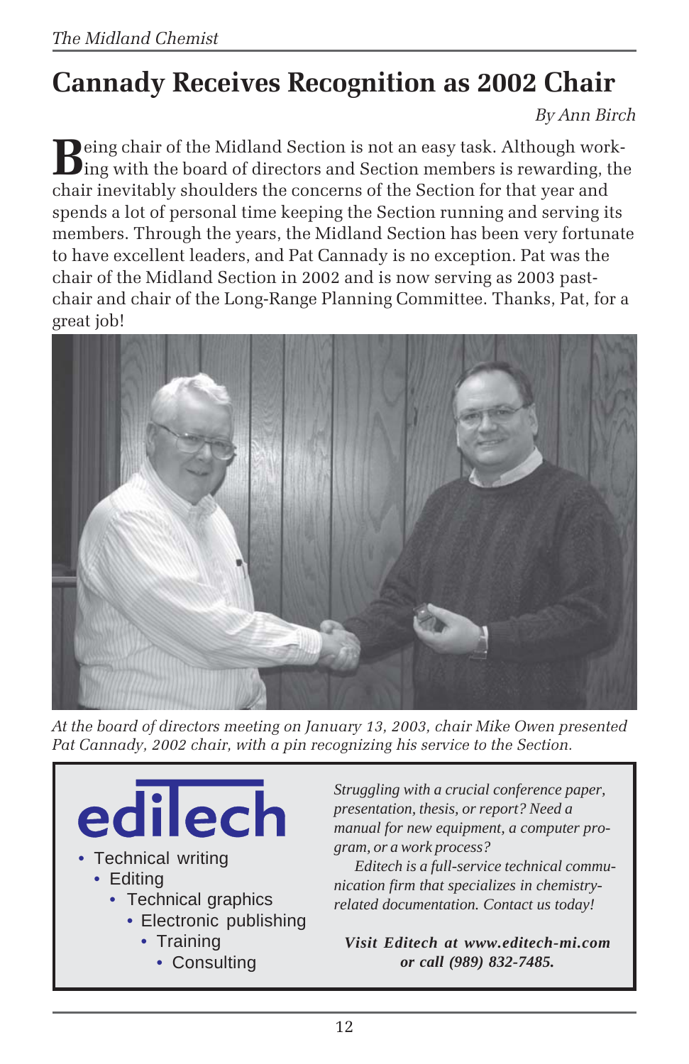# Cannady Receives Recognition as 2002 Chair

*By Ann Birch*

Being chair of the Midland Section is not an easy task. Although working with the board of directors and Section members is rewarding, the chair inevitably shoulders the concerns of the Section for that year and spends a lot of personal time keeping the Section running and serving its members. Through the years, the Midland Section has been very fortunate to have excellent leaders, and Pat Cannady is no exception. Pat was the chair of the Midland Section in 2002 and is now serving as 2003 past-chair and chair of the Long-Range Planning Committee. Thanks, Pat, for a great job!

*At the board of directors meeting on January 13, 2003, chair Mike Owen presented Pat Cannady, 2002 chair, with a pin recognizing his service to the Section.*

---

**ediTech**

- Technical writing
- Editing
- Technical graphics
- Electronic publishing
- Training
- Consulting

*Struggling with a crucial conference paper, presentation, thesis, or report? Need a manual for new equipment, a computer program, or a work process?*

*Editech is a full-service technical communication firm that specializes in chemistry-related documentation. Contact us today!*

***Visit Editech at www.editech-mi.com or call (989) 832-7485.***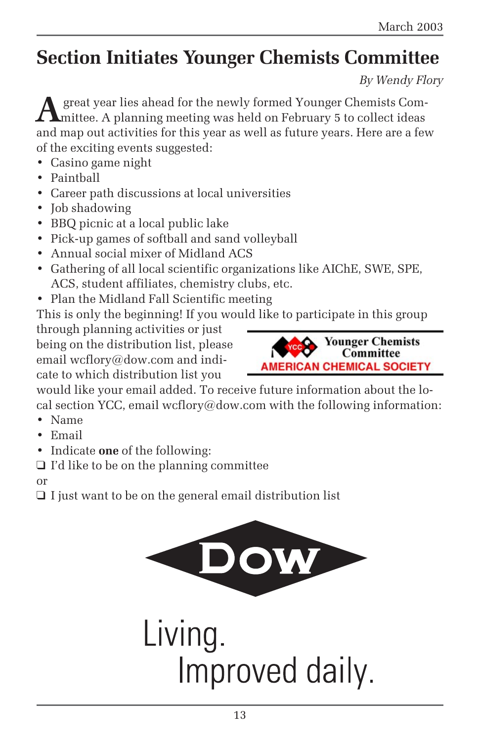# Section Initiates Younger Chemists Committee

*By Wendy Flory*

A great year lies ahead for the newly formed Younger Chemists Committee. A planning meeting was held on February 5 to collect ideas and map out activities for this year as well as future years. Here are a few of the exciting events suggested:

- Casino game night
- Paintball
- Career path discussions at local universities
- Job shadowing
- BBQ picnic at a local public lake
- Pick-up games of softball and sand volleyball
- Annual social mixer of Midland ACS
- Gathering of all local scientific organizations like AIChE, SWE, SPE, ACS, student affiliates, chemistry clubs, etc.
- Plan the Midland Fall Scientific meeting

This is only the beginning! If you would like to participate in this group through planning activities or just being on the distribution list, please email wcflory@dow.com and indicate to which distribution list you would like your email added. To receive future information about the local section YCC, email wcflory@dow.com with the following information:

- Name
- Email
- Indicate **one** of the following:

❑ I'd like to be on the planning committee

or

❑ I just want to be on the general email distribution list

Younger Chemists Committee
AMERICAN CHEMICAL SOCIETY

DOW

Living.
Improved daily.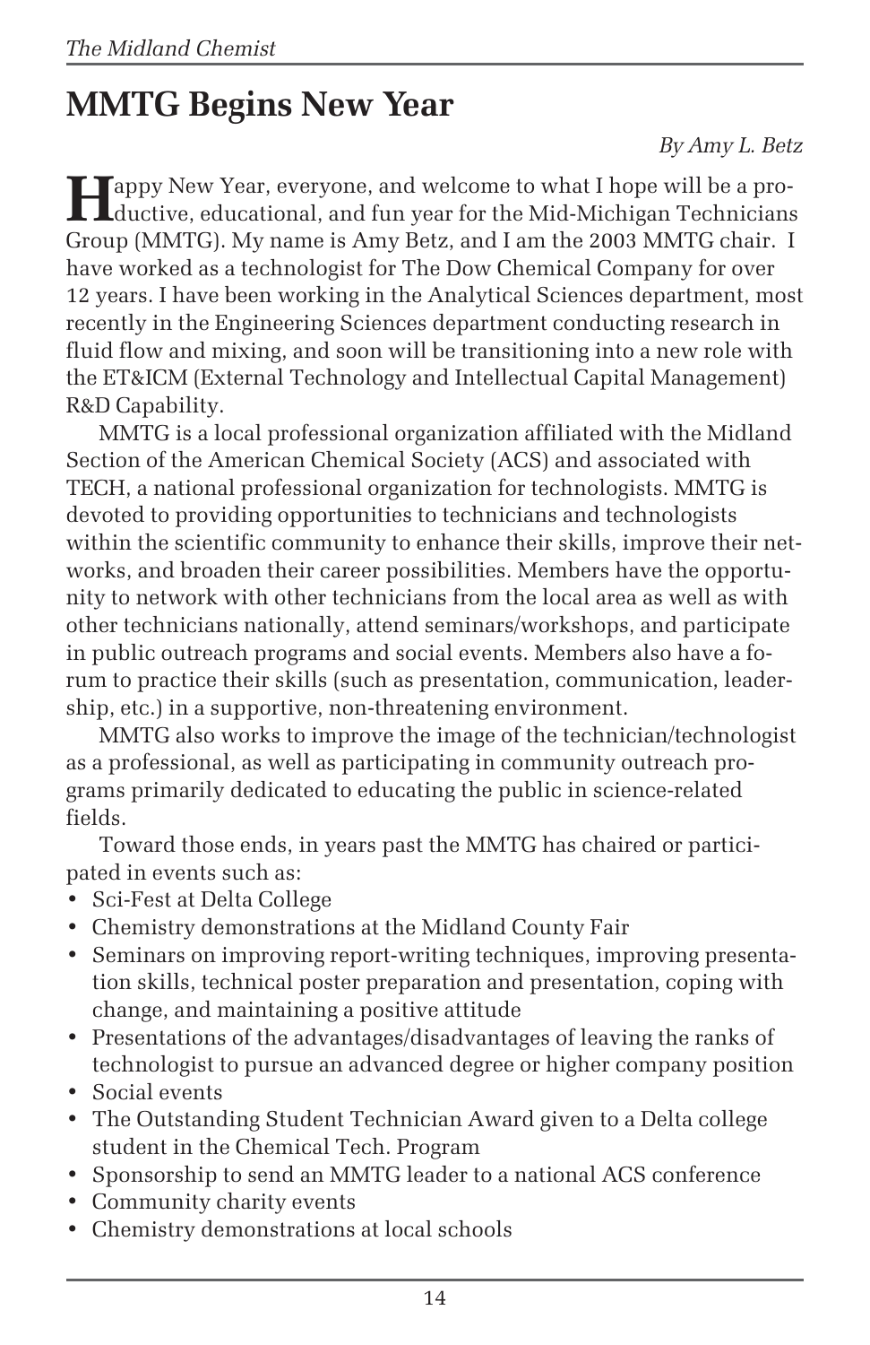# MMTG Begins New Year

*By Amy L. Betz*

Happy New Year, everyone, and welcome to what I hope will be a productive, educational, and fun year for the Mid-Michigan Technicians Group (MMTG). My name is Amy Betz, and I am the 2003 MMTG chair. I have worked as a technologist for The Dow Chemical Company for over 12 years. I have been working in the Analytical Sciences department, most recently in the Engineering Sciences department conducting research in fluid flow and mixing, and soon will be transitioning into a new role with the ET&ICM (External Technology and Intellectual Capital Management) R&D Capability.

MMTG is a local professional organization affiliated with the Midland Section of the American Chemical Society (ACS) and associated with TECH, a national professional organization for technologists. MMTG is devoted to providing opportunities to technicians and technologists within the scientific community to enhance their skills, improve their networks, and broaden their career possibilities. Members have the opportunity to network with other technicians from the local area as well as with other technicians nationally, attend seminars/workshops, and participate in public outreach programs and social events. Members also have a forum to practice their skills (such as presentation, communication, leadership, etc.) in a supportive, non-threatening environment.

MMTG also works to improve the image of the technician/technologist as a professional, as well as participating in community outreach programs primarily dedicated to educating the public in science-related fields.

Toward those ends, in years past the MMTG has chaired or participated in events such as:

- Sci-Fest at Delta College
- Chemistry demonstrations at the Midland County Fair
- Seminars on improving report-writing techniques, improving presentation skills, technical poster preparation and presentation, coping with change, and maintaining a positive attitude
- Presentations of the advantages/disadvantages of leaving the ranks of technologist to pursue an advanced degree or higher company position
- Social events
- The Outstanding Student Technician Award given to a Delta college student in the Chemical Tech. Program
- Sponsorship to send an MMTG leader to a national ACS conference
- Community charity events
- Chemistry demonstrations at local schools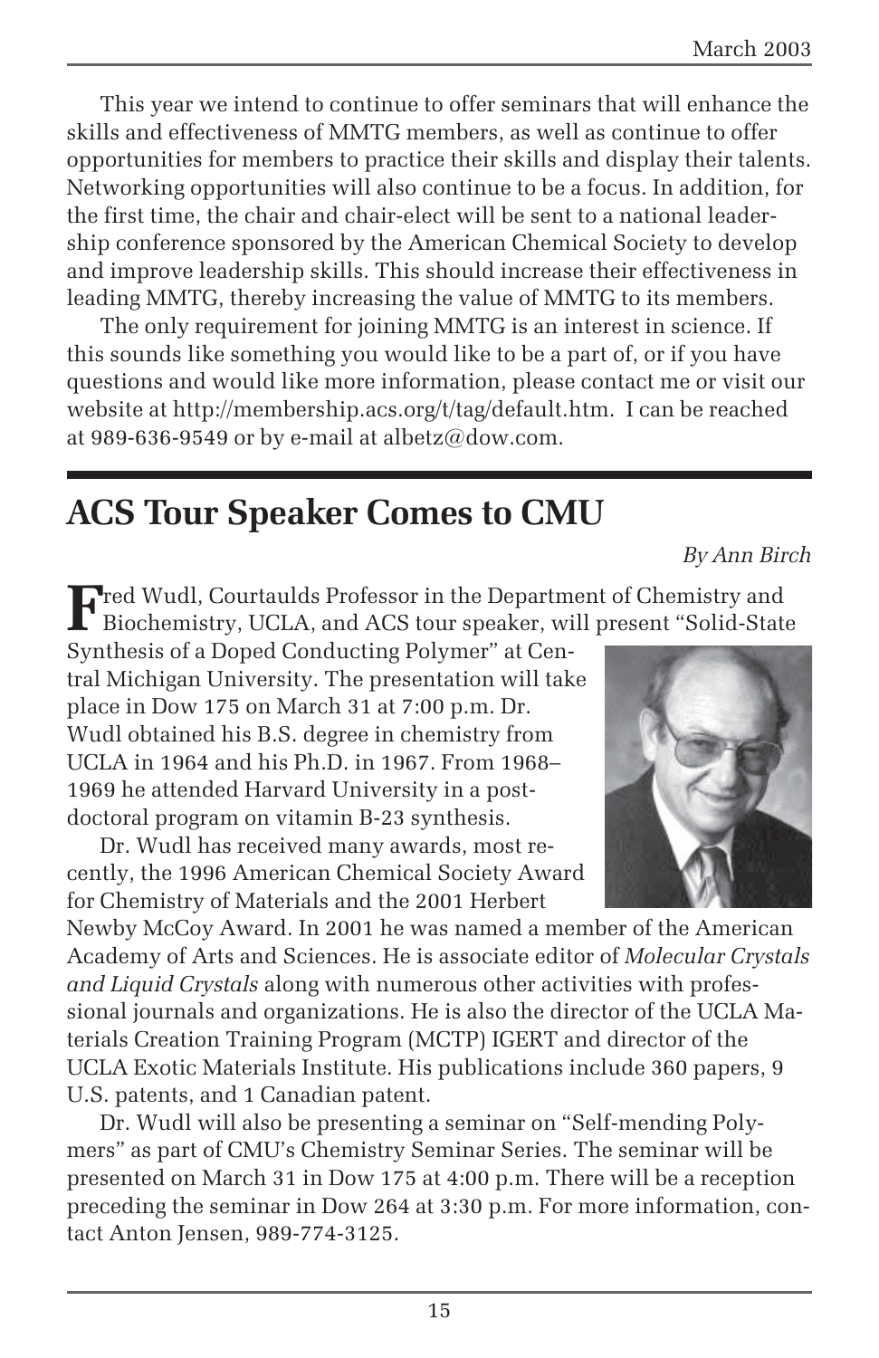This year we intend to continue to offer seminars that will enhance the skills and effectiveness of MMTG members, as well as continue to offer opportunities for members to practice their skills and display their talents. Networking opportunities will also continue to be a focus. In addition, for the first time, the chair and chair-elect will be sent to a national leadership conference sponsored by the American Chemical Society to develop and improve leadership skills. This should increase their effectiveness in leading MMTG, thereby increasing the value of MMTG to its members.

The only requirement for joining MMTG is an interest in science. If this sounds like something you would like to be a part of, or if you have questions and would like more information, please contact me or visit our website at http://membership.acs.org/t/tag/default.htm. I can be reached at 989-636-9549 or by e-mail at albetz@dow.com.

# ACS Tour Speaker Comes to CMU

*By Ann Birch*

Fred Wudl, Courtaulds Professor in the Department of Chemistry and Biochemistry, UCLA, and ACS tour speaker, will present "Solid-State Synthesis of a Doped Conducting Polymer" at Central Michigan University. The presentation will take place in Dow 175 on March 31 at 7:00 p.m. Dr. Wudl obtained his B.S. degree in chemistry from UCLA in 1964 and his Ph.D. in 1967. From 1968–1969 he attended Harvard University in a postdoctoral program on vitamin B-23 synthesis.

Dr. Wudl has received many awards, most recently, the 1996 American Chemical Society Award for Chemistry of Materials and the 2001 Herbert Newby McCoy Award. In 2001 he was named a member of the American Academy of Arts and Sciences. He is associate editor of *Molecular Crystals and Liquid Crystals* along with numerous other activities with professional journals and organizations. He is also the director of the UCLA Materials Creation Training Program (MCTP) IGERT and director of the UCLA Exotic Materials Institute. His publications include 360 papers, 9 U.S. patents, and 1 Canadian patent.

Dr. Wudl will also be presenting a seminar on "Self-mending Polymers" as part of CMU's Chemistry Seminar Series. The seminar will be presented on March 31 in Dow 175 at 4:00 p.m. There will be a reception preceding the seminar in Dow 264 at 3:30 p.m. For more information, contact Anton Jensen, 989-774-3125.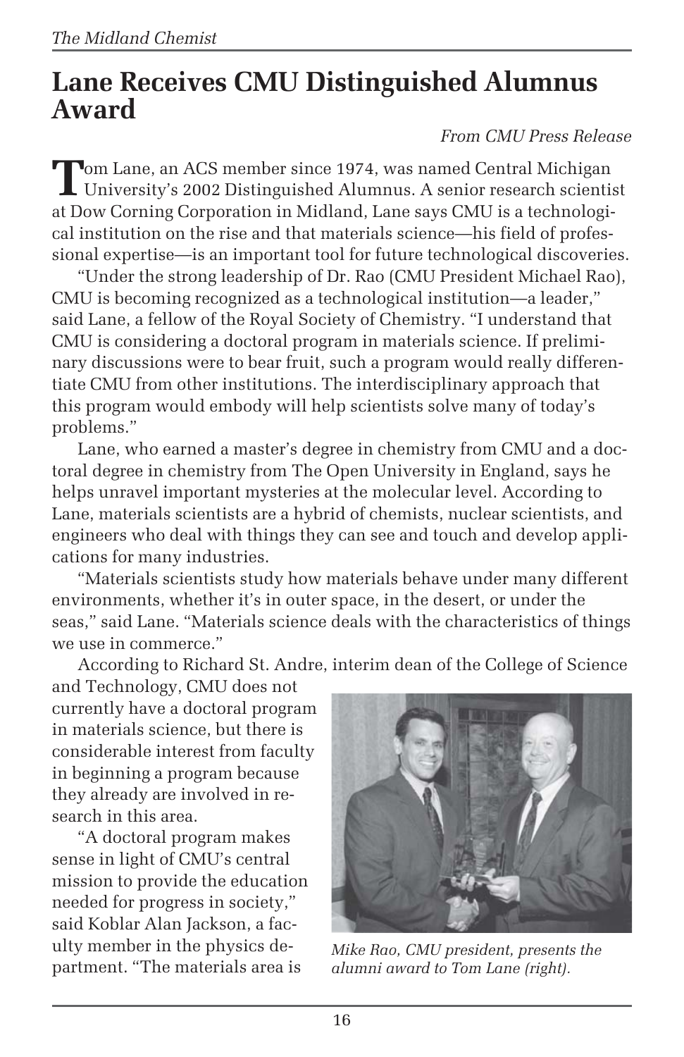# Lane Receives CMU Distinguished Alumnus Award

*From CMU Press Release*

Tom Lane, an ACS member since 1974, was named Central Michigan University's 2002 Distinguished Alumnus. A senior research scientist at Dow Corning Corporation in Midland, Lane says CMU is a technological institution on the rise and that materials science—his field of professional expertise—is an important tool for future technological discoveries.

"Under the strong leadership of Dr. Rao (CMU President Michael Rao), CMU is becoming recognized as a technological institution—a leader," said Lane, a fellow of the Royal Society of Chemistry. "I understand that CMU is considering a doctoral program in materials science. If preliminary discussions were to bear fruit, such a program would really differentiate CMU from other institutions. The interdisciplinary approach that this program would embody will help scientists solve many of today's problems."

Lane, who earned a master's degree in chemistry from CMU and a doctoral degree in chemistry from The Open University in England, says he helps unravel important mysteries at the molecular level. According to Lane, materials scientists are a hybrid of chemists, nuclear scientists, and engineers who deal with things they can see and touch and develop applications for many industries.

"Materials scientists study how materials behave under many different environments, whether it's in outer space, in the desert, or under the seas," said Lane. "Materials science deals with the characteristics of things we use in commerce."

According to Richard St. Andre, interim dean of the College of Science and Technology, CMU does not currently have a doctoral program in materials science, but there is considerable interest from faculty in beginning a program because they already are involved in research in this area.

"A doctoral program makes sense in light of CMU's central mission to provide the education needed for progress in society," said Koblar Alan Jackson, a faculty member in the physics department. "The materials area is

*Mike Rao, CMU president, presents the alumni award to Tom Lane (right).*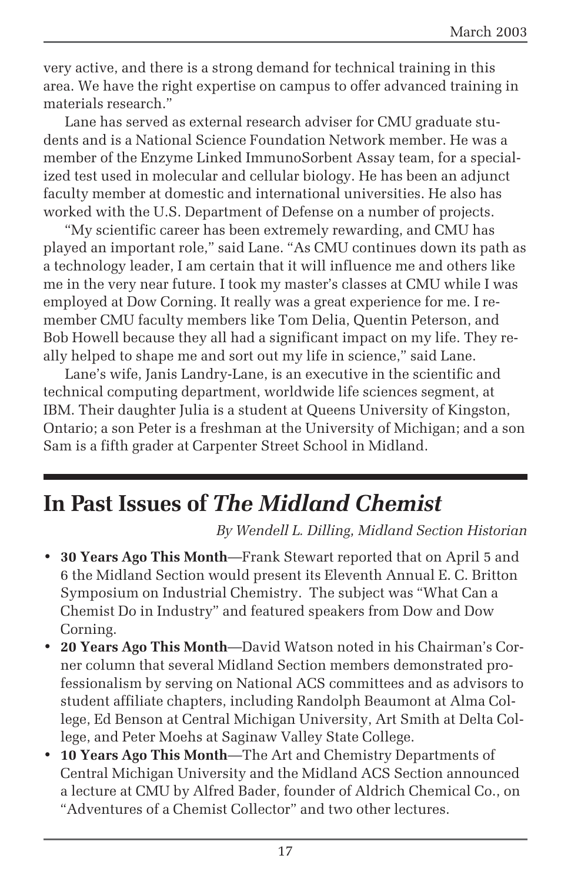very active, and there is a strong demand for technical training in this area. We have the right expertise on campus to offer advanced training in materials research."

Lane has served as external research adviser for CMU graduate students and is a National Science Foundation Network member. He was a member of the Enzyme Linked ImmunoSorbent Assay team, for a specialized test used in molecular and cellular biology. He has been an adjunct faculty member at domestic and international universities. He also has worked with the U.S. Department of Defense on a number of projects.

"My scientific career has been extremely rewarding, and CMU has played an important role," said Lane. "As CMU continues down its path as a technology leader, I am certain that it will influence me and others like me in the very near future. I took my master's classes at CMU while I was employed at Dow Corning. It really was a great experience for me. I remember CMU faculty members like Tom Delia, Quentin Peterson, and Bob Howell because they all had a significant impact on my life. They really helped to shape me and sort out my life in science," said Lane.

Lane's wife, Janis Landry-Lane, is an executive in the scientific and technical computing department, worldwide life sciences segment, at IBM. Their daughter Julia is a student at Queens University of Kingston, Ontario; a son Peter is a freshman at the University of Michigan; and a son Sam is a fifth grader at Carpenter Street School in Midland.

## In Past Issues of *The Midland Chemist*

*By Wendell L. Dilling, Midland Section Historian*

- **30 Years Ago This Month**—Frank Stewart reported that on April 5 and 6 the Midland Section would present its Eleventh Annual E. C. Britton Symposium on Industrial Chemistry. The subject was "What Can a Chemist Do in Industry" and featured speakers from Dow and Dow Corning.
- **20 Years Ago This Month**—David Watson noted in his Chairman's Corner column that several Midland Section members demonstrated professionalism by serving on National ACS committees and as advisors to student affiliate chapters, including Randolph Beaumont at Alma College, Ed Benson at Central Michigan University, Art Smith at Delta College, and Peter Moehs at Saginaw Valley State College.
- **10 Years Ago This Month**—The Art and Chemistry Departments of Central Michigan University and the Midland ACS Section announced a lecture at CMU by Alfred Bader, founder of Aldrich Chemical Co., on "Adventures of a Chemist Collector" and two other lectures.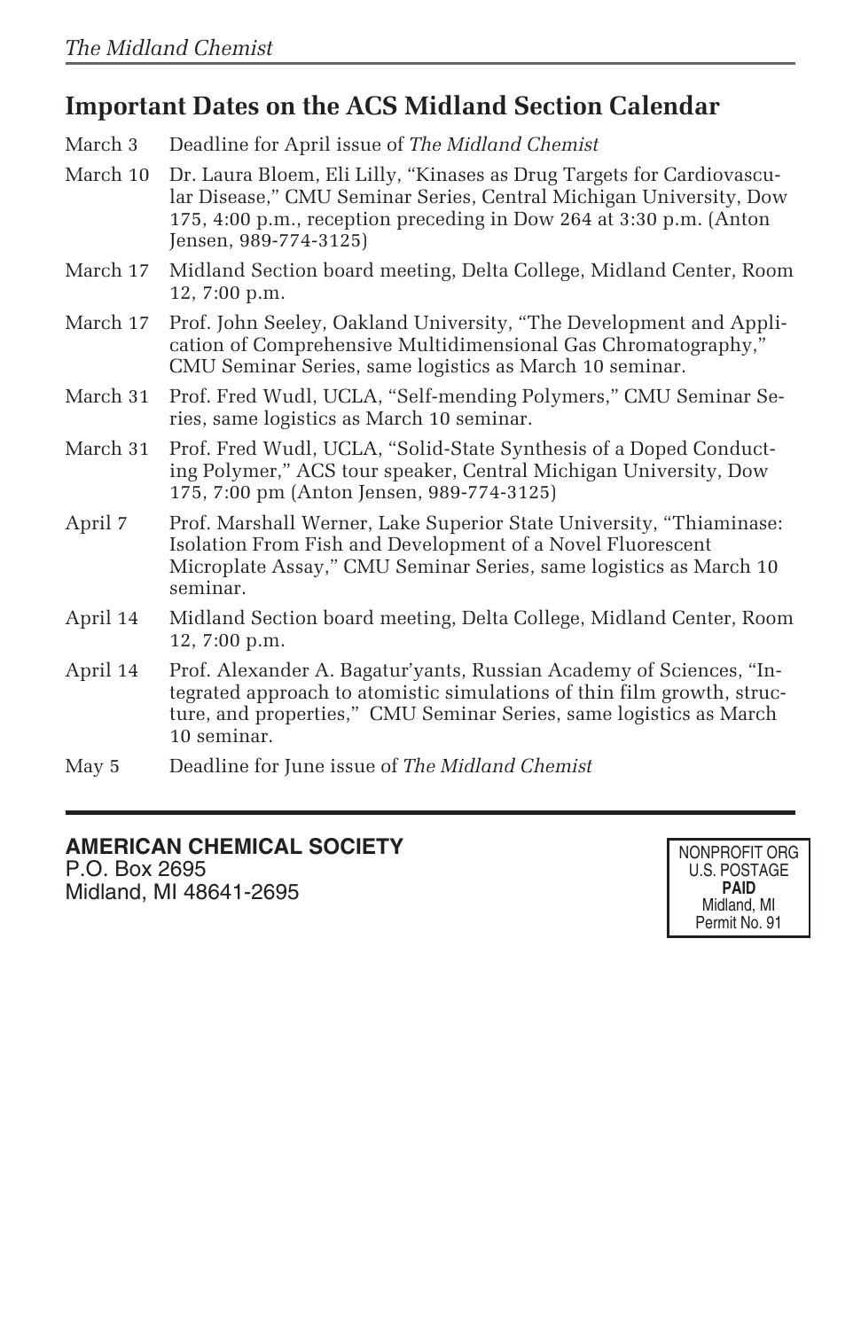## Important Dates on the ACS Midland Section Calendar

| | |
|---|---|
| March 3 | Deadline for April issue of *The Midland Chemist* |
| March 10 | Dr. Laura Bloem, Eli Lilly, "Kinases as Drug Targets for Cardiovascular Disease," CMU Seminar Series, Central Michigan University, Dow 175, 4:00 p.m., reception preceding in Dow 264 at 3:30 p.m. (Anton Jensen, 989-774-3125) |
| March 17 | Midland Section board meeting, Delta College, Midland Center, Room 12, 7:00 p.m. |
| March 17 | Prof. John Seeley, Oakland University, "The Development and Application of Comprehensive Multidimensional Gas Chromatography," CMU Seminar Series, same logistics as March 10 seminar. |
| March 31 | Prof. Fred Wudl, UCLA, "Self-mending Polymers," CMU Seminar Series, same logistics as March 10 seminar. |
| March 31 | Prof. Fred Wudl, UCLA, "Solid-State Synthesis of a Doped Conducting Polymer," ACS tour speaker, Central Michigan University, Dow 175, 7:00 pm (Anton Jensen, 989-774-3125) |
| April 7 | Prof. Marshall Werner, Lake Superior State University, "Thiaminase: Isolation From Fish and Development of a Novel Fluorescent Microplate Assay," CMU Seminar Series, same logistics as March 10 seminar. |
| April 14 | Midland Section board meeting, Delta College, Midland Center, Room 12, 7:00 p.m. |
| April 14 | Prof. Alexander A. Bagatur'yants, Russian Academy of Sciences, "Integrated approach to atomistic simulations of thin film growth, structure, and properties," CMU Seminar Series, same logistics as March 10 seminar. |
| May 5 | Deadline for June issue of *The Midland Chemist* |

---

**AMERICAN CHEMICAL SOCIETY**
P.O. Box 2695
Midland, MI 48641-2695

NONPROFIT ORG
U.S. POSTAGE
**PAID**
Midland, MI
Permit No. 91